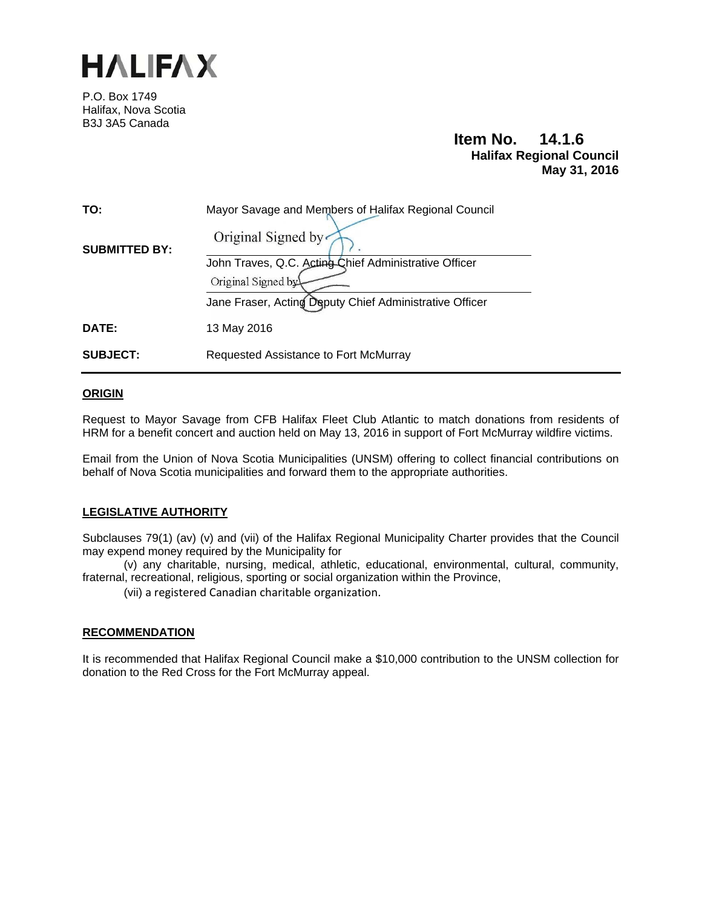# HALIFAX

P.O. Box 1749
Halifax, Nova Scotia
B3J 3A5 Canada

**Item No. 14.1.6**
**Halifax Regional Council**
**May 31, 2016**

| | |
|---|---|
| **TO:** | Mayor Savage and Members of Halifax Regional Council |
| **SUBMITTED BY:** | Original Signed by<br>John Traves, Q.C. Acting Chief Administrative Officer<br>Original Signed by<br>Jane Fraser, Acting Deputy Chief Administrative Officer |
| **DATE:** | 13 May 2016 |
| **SUBJECT:** | Requested Assistance to Fort McMurray |

## ORIGIN

Request to Mayor Savage from CFB Halifax Fleet Club Atlantic to match donations from residents of HRM for a benefit concert and auction held on May 13, 2016 in support of Fort McMurray wildfire victims.

Email from the Union of Nova Scotia Municipalities (UNSM) offering to collect financial contributions on behalf of Nova Scotia municipalities and forward them to the appropriate authorities.

## LEGISLATIVE AUTHORITY

Subclauses 79(1) (av) (v) and (vii) of the Halifax Regional Municipality Charter provides that the Council may expend money required by the Municipality for

(v) any charitable, nursing, medical, athletic, educational, environmental, cultural, community, fraternal, recreational, religious, sporting or social organization within the Province,

(vii) a registered Canadian charitable organization.

## RECOMMENDATION

It is recommended that Halifax Regional Council make a $10,000 contribution to the UNSM collection for donation to the Red Cross for the Fort McMurray appeal.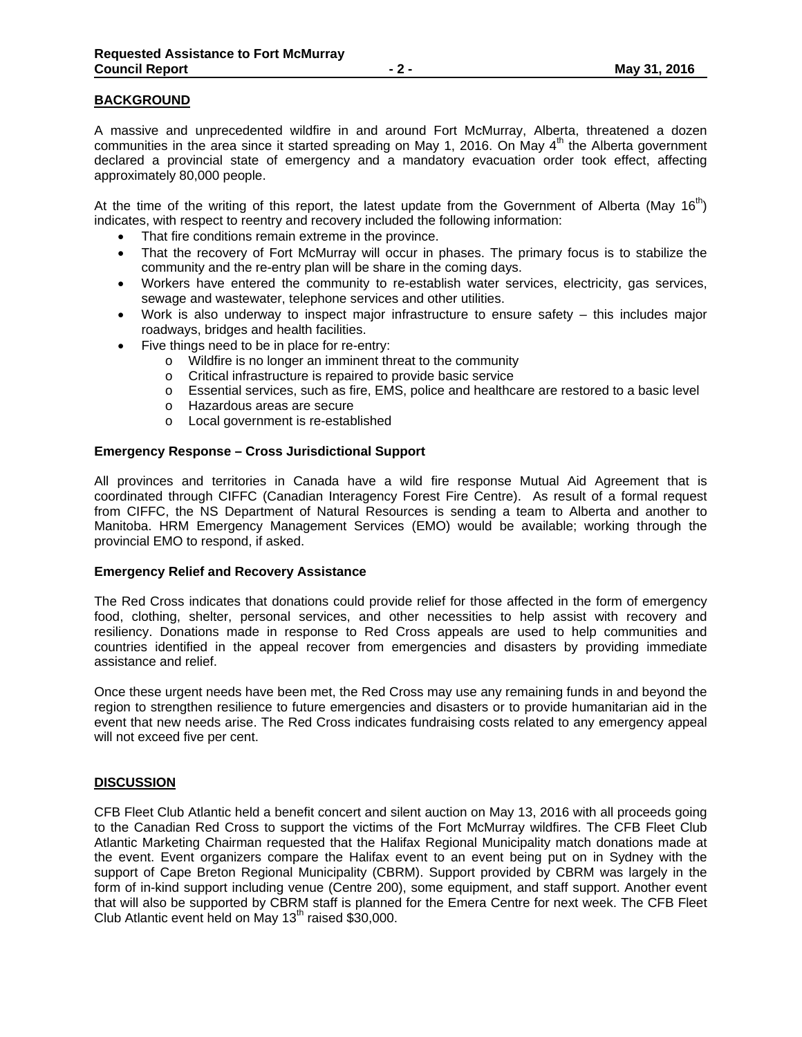## BACKGROUND

A massive and unprecedented wildfire in and around Fort McMurray, Alberta, threatened a dozen communities in the area since it started spreading on May 1, 2016. On May 4th the Alberta government declared a provincial state of emergency and a mandatory evacuation order took effect, affecting approximately 80,000 people.

At the time of the writing of this report, the latest update from the Government of Alberta (May 16th) indicates, with respect to reentry and recovery included the following information:

- That fire conditions remain extreme in the province.
- That the recovery of Fort McMurray will occur in phases. The primary focus is to stabilize the community and the re-entry plan will be share in the coming days.
- Workers have entered the community to re-establish water services, electricity, gas services, sewage and wastewater, telephone services and other utilities.
- Work is also underway to inspect major infrastructure to ensure safety – this includes major roadways, bridges and health facilities.
- Five things need to be in place for re-entry:
  - Wildfire is no longer an imminent threat to the community
  - Critical infrastructure is repaired to provide basic service
  - Essential services, such as fire, EMS, police and healthcare are restored to a basic level
  - Hazardous areas are secure
  - Local government is re-established

### Emergency Response – Cross Jurisdictional Support

All provinces and territories in Canada have a wild fire response Mutual Aid Agreement that is coordinated through CIFFC (Canadian Interagency Forest Fire Centre). As result of a formal request from CIFFC, the NS Department of Natural Resources is sending a team to Alberta and another to Manitoba. HRM Emergency Management Services (EMO) would be available; working through the provincial EMO to respond, if asked.

### Emergency Relief and Recovery Assistance

The Red Cross indicates that donations could provide relief for those affected in the form of emergency food, clothing, shelter, personal services, and other necessities to help assist with recovery and resiliency. Donations made in response to Red Cross appeals are used to help communities and countries identified in the appeal recover from emergencies and disasters by providing immediate assistance and relief.

Once these urgent needs have been met, the Red Cross may use any remaining funds in and beyond the region to strengthen resilience to future emergencies and disasters or to provide humanitarian aid in the event that new needs arise. The Red Cross indicates fundraising costs related to any emergency appeal will not exceed five per cent.

## DISCUSSION

CFB Fleet Club Atlantic held a benefit concert and silent auction on May 13, 2016 with all proceeds going to the Canadian Red Cross to support the victims of the Fort McMurray wildfires. The CFB Fleet Club Atlantic Marketing Chairman requested that the Halifax Regional Municipality match donations made at the event. Event organizers compare the Halifax event to an event being put on in Sydney with the support of Cape Breton Regional Municipality (CBRM). Support provided by CBRM was largely in the form of in-kind support including venue (Centre 200), some equipment, and staff support. Another event that will also be supported by CBRM staff is planned for the Emera Centre for next week. The CFB Fleet Club Atlantic event held on May 13th raised $30,000.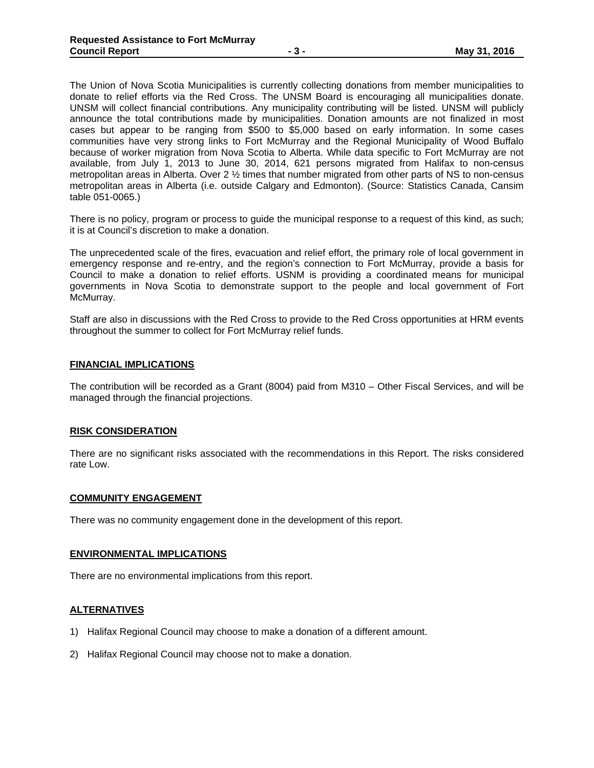The Union of Nova Scotia Municipalities is currently collecting donations from member municipalities to donate to relief efforts via the Red Cross. The UNSM Board is encouraging all municipalities donate. UNSM will collect financial contributions. Any municipality contributing will be listed. UNSM will publicly announce the total contributions made by municipalities. Donation amounts are not finalized in most cases but appear to be ranging from $500 to $5,000 based on early information. In some cases communities have very strong links to Fort McMurray and the Regional Municipality of Wood Buffalo because of worker migration from Nova Scotia to Alberta. While data specific to Fort McMurray are not available, from July 1, 2013 to June 30, 2014, 621 persons migrated from Halifax to non-census metropolitan areas in Alberta. Over 2 ½ times that number migrated from other parts of NS to non-census metropolitan areas in Alberta (i.e. outside Calgary and Edmonton). (Source: Statistics Canada, Cansim table 051-0065.)

There is no policy, program or process to guide the municipal response to a request of this kind, as such; it is at Council's discretion to make a donation.

The unprecedented scale of the fires, evacuation and relief effort, the primary role of local government in emergency response and re-entry, and the region's connection to Fort McMurray, provide a basis for Council to make a donation to relief efforts. USNM is providing a coordinated means for municipal governments in Nova Scotia to demonstrate support to the people and local government of Fort McMurray.

Staff are also in discussions with the Red Cross to provide to the Red Cross opportunities at HRM events throughout the summer to collect for Fort McMurray relief funds.

## FINANCIAL IMPLICATIONS

The contribution will be recorded as a Grant (8004) paid from M310 – Other Fiscal Services, and will be managed through the financial projections.

## RISK CONSIDERATION

There are no significant risks associated with the recommendations in this Report. The risks considered rate Low.

## COMMUNITY ENGAGEMENT

There was no community engagement done in the development of this report.

## ENVIRONMENTAL IMPLICATIONS

There are no environmental implications from this report.

## ALTERNATIVES

1) Halifax Regional Council may choose to make a donation of a different amount.

2) Halifax Regional Council may choose not to make a donation.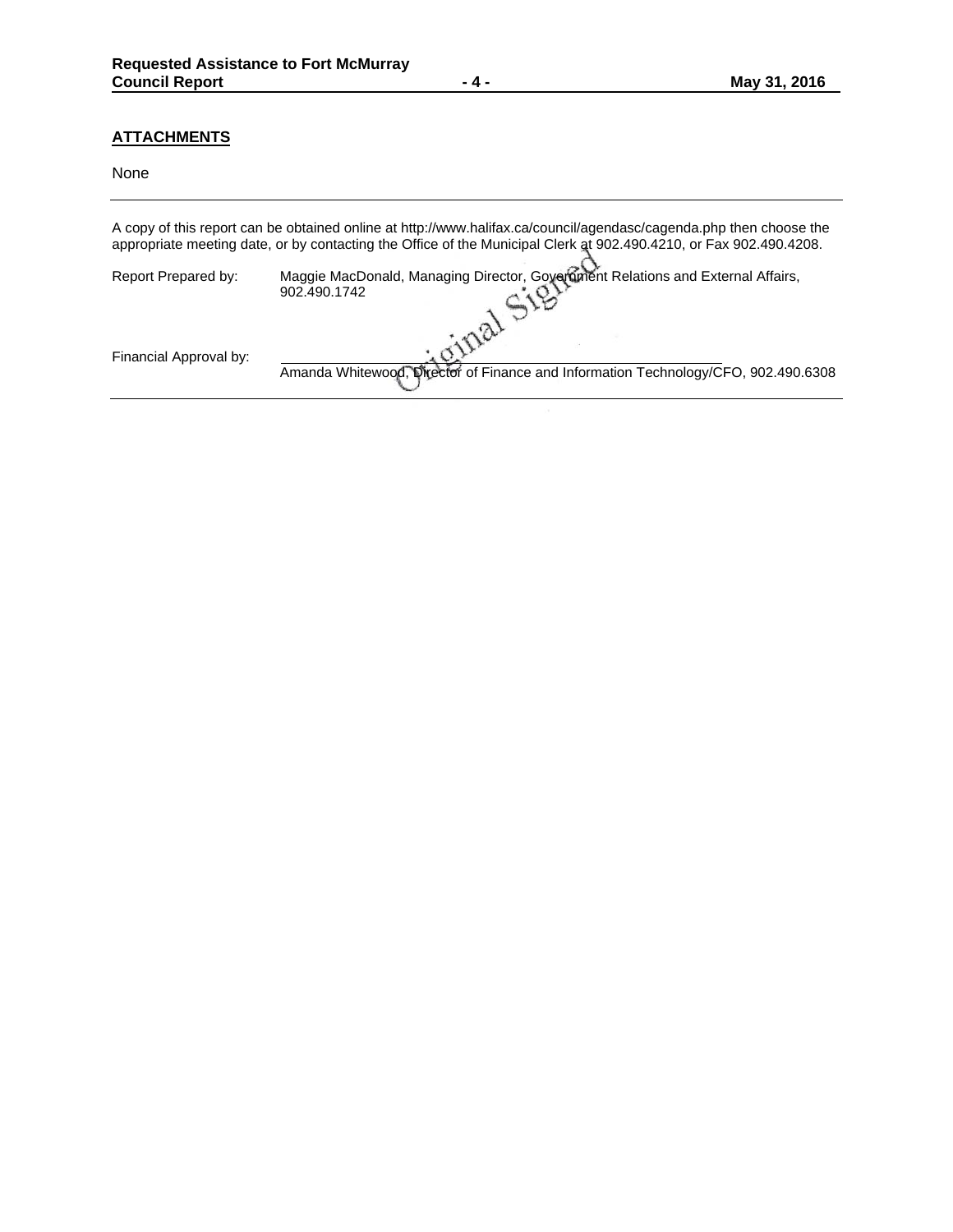## ATTACHMENTS

None

---

A copy of this report can be obtained online at http://www.halifax.ca/council/agendasc/cagenda.php then choose the appropriate meeting date, or by contacting the Office of the Municipal Clerk at 902.490.4210, or Fax 902.490.4208.

Report Prepared by: Maggie MacDonald, Managing Director, Government Relations and External Affairs, 902.490.1742

Original Signed

Financial Approval by: Amanda Whitewood, Director of Finance and Information Technology/CFO, 902.490.6308

---